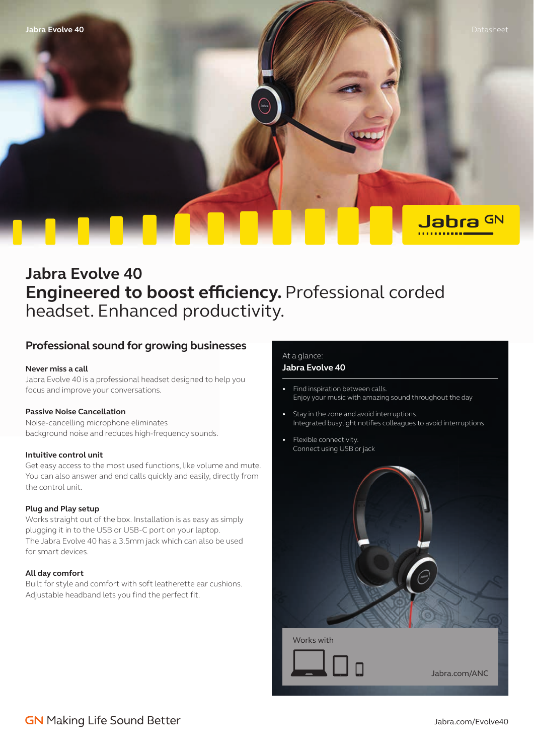# Jabra Evolve 40

**Engineered to boost efficiency.** Professional corded headset. Enhanced productivity.

## Professional sound for growing businesses

### Never miss a call
Jabra Evolve 40 is a professional headset designed to help you focus and improve your conversations.

### Passive Noise Cancellation
Noise-cancelling microphone eliminates background noise and reduces high-frequency sounds.

### Intuitive control unit
Get easy access to the most used functions, like volume and mute. You can also answer and end calls quickly and easily, directly from the control unit.

### Plug and Play setup
Works straight out of the box. Installation is as easy as simply plugging it in to the USB or USB-C port on your laptop. The Jabra Evolve 40 has a 3.5mm jack which can also be used for smart devices.

### All day comfort
Built for style and comfort with soft leatherette ear cushions. Adjustable headband lets you find the perfect fit.

At a glance:
**Jabra Evolve 40**

- Find inspiration between calls. Enjoy your music with amazing sound throughout the day
- Stay in the zone and avoid interruptions. Integrated busylight notifies colleagues to avoid interruptions
- Flexible connectivity. Connect using USB or jack

Works with

Jabra.com/ANC

GN Making Life Sound Better

Jabra.com/Evolve40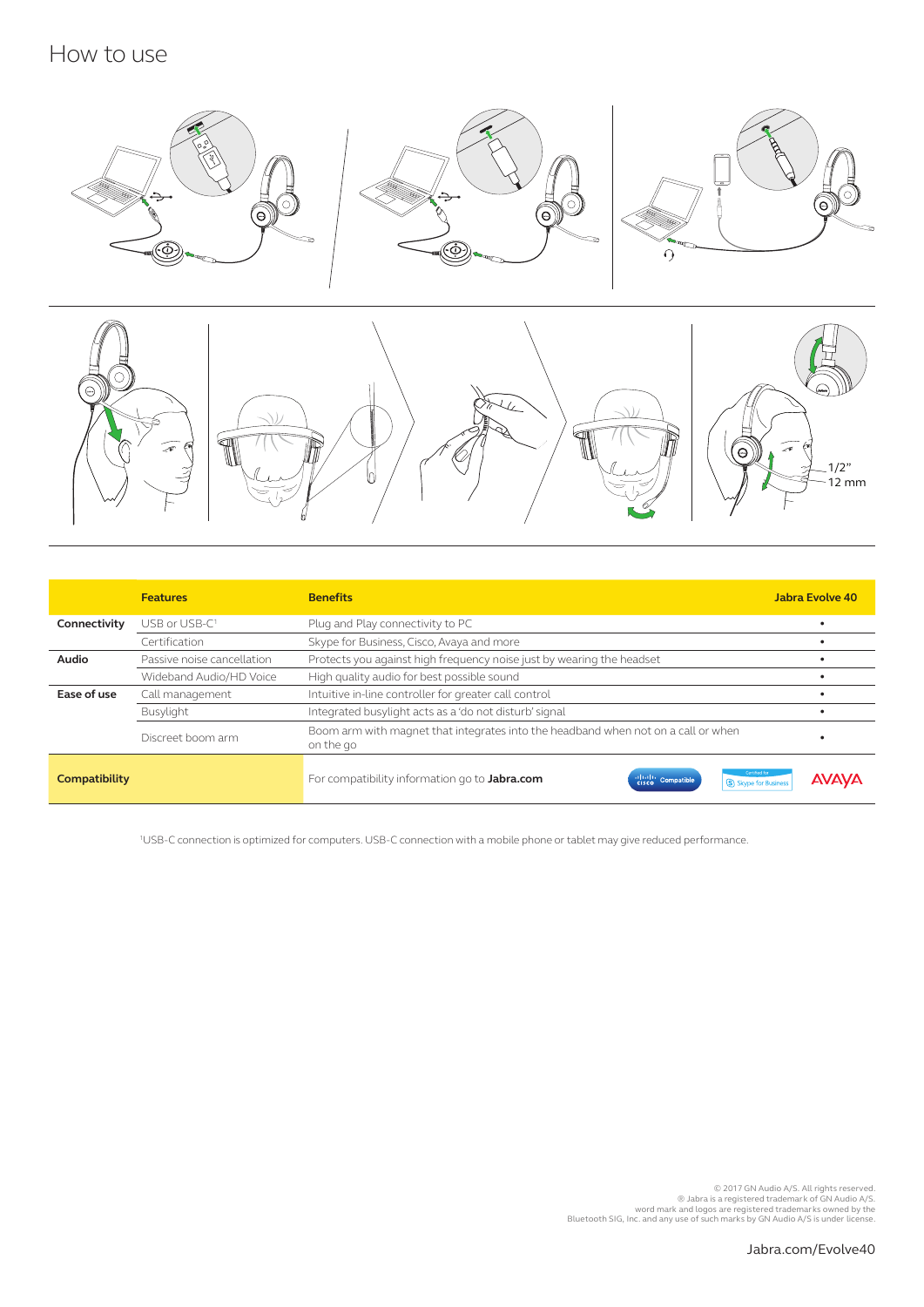# How to use

1/2"
12 mm

| | Features | Benefits | Jabra Evolve 40 |
|---|---|---|---|
| **Connectivity** | USB or USB-C[1] | Plug and Play connectivity to PC | • |
| | Certification | Skype for Business, Cisco, Avaya and more | • |
| **Audio** | Passive noise cancellation | Protects you against high frequency noise just by wearing the headset | • |
| | Wideband Audio/HD Voice | High quality audio for best possible sound | • |
| **Ease of use** | Call management | Intuitive in-line controller for greater call control | • |
| | Busylight | Integrated busylight acts as a 'do not disturb' signal | • |
| | Discreet boom arm | Boom arm with magnet that integrates into the headband when not on a call or when on the go | • |
| **Compatibility** | | For compatibility information go to **Jabra.com** | |

[1]USB-C connection is optimized for computers. USB-C connection with a mobile phone or tablet may give reduced performance.

© 2017 GN Audio A/S. All rights reserved.
® Jabra is a registered trademark of GN Audio A/S.
word mark and logos are registered trademarks owned by the Bluetooth SIG, Inc. and any use of such marks by GN Audio A/S is under license.

Jabra.com/Evolve40